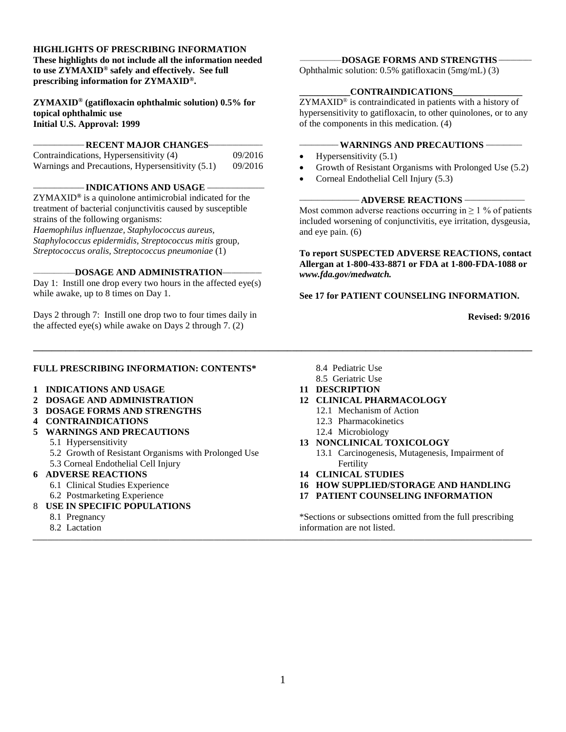**HIGHLIGHTS OF PRESCRIBING INFORMATION**

**These highlights do not include all the information needed to use ZYMAXID® safely and effectively. See full prescribing information for ZYMAXID®.**

**ZYMAXID® (gatifloxacin ophthalmic solution) 0.5% for topical ophthalmic use**
**Initial U.S. Approval: 1999**

**RECENT MAJOR CHANGES**

| | |
|---|---|
| Contraindications, Hypersensitivity (4) | 09/2016 |
| Warnings and Precautions, Hypersensitivity (5.1) | 09/2016 |

**INDICATIONS AND USAGE**

ZYMAXID® is a quinolone antimicrobial indicated for the treatment of bacterial conjunctivitis caused by susceptible strains of the following organisms:
*Haemophilus influenzae, Staphylococcus aureus, Staphylococcus epidermidis, Streptococcus mitis* group, *Streptococcus oralis, Streptococcus pneumoniae* (1)

**DOSAGE AND ADMINISTRATION**

Day 1: Instill one drop every two hours in the affected eye(s) while awake, up to 8 times on Day 1.

Days 2 through 7: Instill one drop two to four times daily in the affected eye(s) while awake on Days 2 through 7. (2)

**DOSAGE FORMS AND STRENGTHS**

Ophthalmic solution: 0.5% gatifloxacin (5mg/mL) (3)

**CONTRAINDICATIONS**

ZYMAXID® is contraindicated in patients with a history of hypersensitivity to gatifloxacin, to other quinolones, or to any of the components in this medication. (4)

**WARNINGS AND PRECAUTIONS**

- Hypersensitivity (5.1)
- Growth of Resistant Organisms with Prolonged Use (5.2)
- Corneal Endothelial Cell Injury (5.3)

**ADVERSE REACTIONS**

Most common adverse reactions occurring in ≥ 1 % of patients included worsening of conjunctivitis, eye irritation, dysgeusia, and eye pain. (6)

**To report SUSPECTED ADVERSE REACTIONS, contact Allergan at 1-800-433-8871 or FDA at 1-800-FDA-1088 or *www.fda.gov/medwatch.***

**See 17 for PATIENT COUNSELING INFORMATION.**

**Revised: 9/2016**

---

**FULL PRESCRIBING INFORMATION: CONTENTS***

**1 INDICATIONS AND USAGE**
**2 DOSAGE AND ADMINISTRATION**
**3 DOSAGE FORMS AND STRENGTHS**
**4 CONTRAINDICATIONS**
**5 WARNINGS AND PRECAUTIONS**
- 5.1 Hypersensitivity
- 5.2 Growth of Resistant Organisms with Prolonged Use
- 5.3 Corneal Endothelial Cell Injury

**6 ADVERSE REACTIONS**
- 6.1 Clinical Studies Experience
- 6.2 Postmarketing Experience

**8 USE IN SPECIFIC POPULATIONS**
- 8.1 Pregnancy
- 8.2 Lactation
- 8.4 Pediatric Use
- 8.5 Geriatric Use

**11 DESCRIPTION**
**12 CLINICAL PHARMACOLOGY**
- 12.1 Mechanism of Action
- 12.3 Pharmacokinetics
- 12.4 Microbiology

**13 NONCLINICAL TOXICOLOGY**
- 13.1 Carcinogenesis, Mutagenesis, Impairment of Fertility

**14 CLINICAL STUDIES**
**16 HOW SUPPLIED/STORAGE AND HANDLING**
**17 PATIENT COUNSELING INFORMATION**

*Sections or subsections omitted from the full prescribing information are not listed.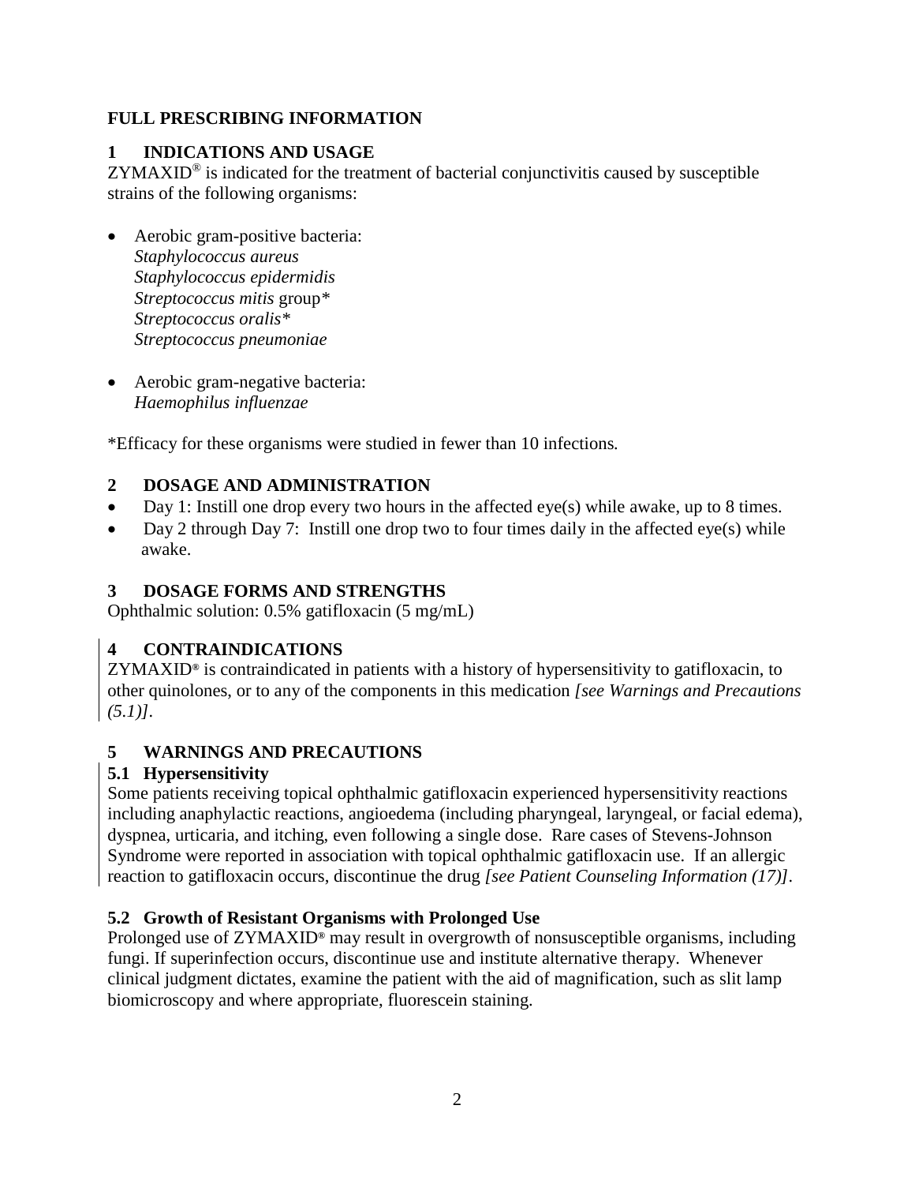# FULL PRESCRIBING INFORMATION

## 1 INDICATIONS AND USAGE

ZYMAXID® is indicated for the treatment of bacterial conjunctivitis caused by susceptible strains of the following organisms:

- Aerobic gram-positive bacteria:
  *Staphylococcus aureus*
  *Staphylococcus epidermidis*
  *Streptococcus mitis* group*
  *Streptococcus oralis**
  *Streptococcus pneumoniae*

- Aerobic gram-negative bacteria:
  *Haemophilus influenzae*

*Efficacy for these organisms were studied in fewer than 10 infections.

## 2 DOSAGE AND ADMINISTRATION

- Day 1: Instill one drop every two hours in the affected eye(s) while awake, up to 8 times.
- Day 2 through Day 7: Instill one drop two to four times daily in the affected eye(s) while awake.

## 3 DOSAGE FORMS AND STRENGTHS

Ophthalmic solution: 0.5% gatifloxacin (5 mg/mL)

## 4 CONTRAINDICATIONS

ZYMAXID® is contraindicated in patients with a history of hypersensitivity to gatifloxacin, to other quinolones, or to any of the components in this medication *[see Warnings and Precautions (5.1)]*.

## 5 WARNINGS AND PRECAUTIONS

### 5.1 Hypersensitivity

Some patients receiving topical ophthalmic gatifloxacin experienced hypersensitivity reactions including anaphylactic reactions, angioedema (including pharyngeal, laryngeal, or facial edema), dyspnea, urticaria, and itching, even following a single dose. Rare cases of Stevens-Johnson Syndrome were reported in association with topical ophthalmic gatifloxacin use. If an allergic reaction to gatifloxacin occurs, discontinue the drug *[see Patient Counseling Information (17)]*.

### 5.2 Growth of Resistant Organisms with Prolonged Use

Prolonged use of ZYMAXID® may result in overgrowth of nonsusceptible organisms, including fungi. If superinfection occurs, discontinue use and institute alternative therapy. Whenever clinical judgment dictates, examine the patient with the aid of magnification, such as slit lamp biomicroscopy and where appropriate, fluorescein staining.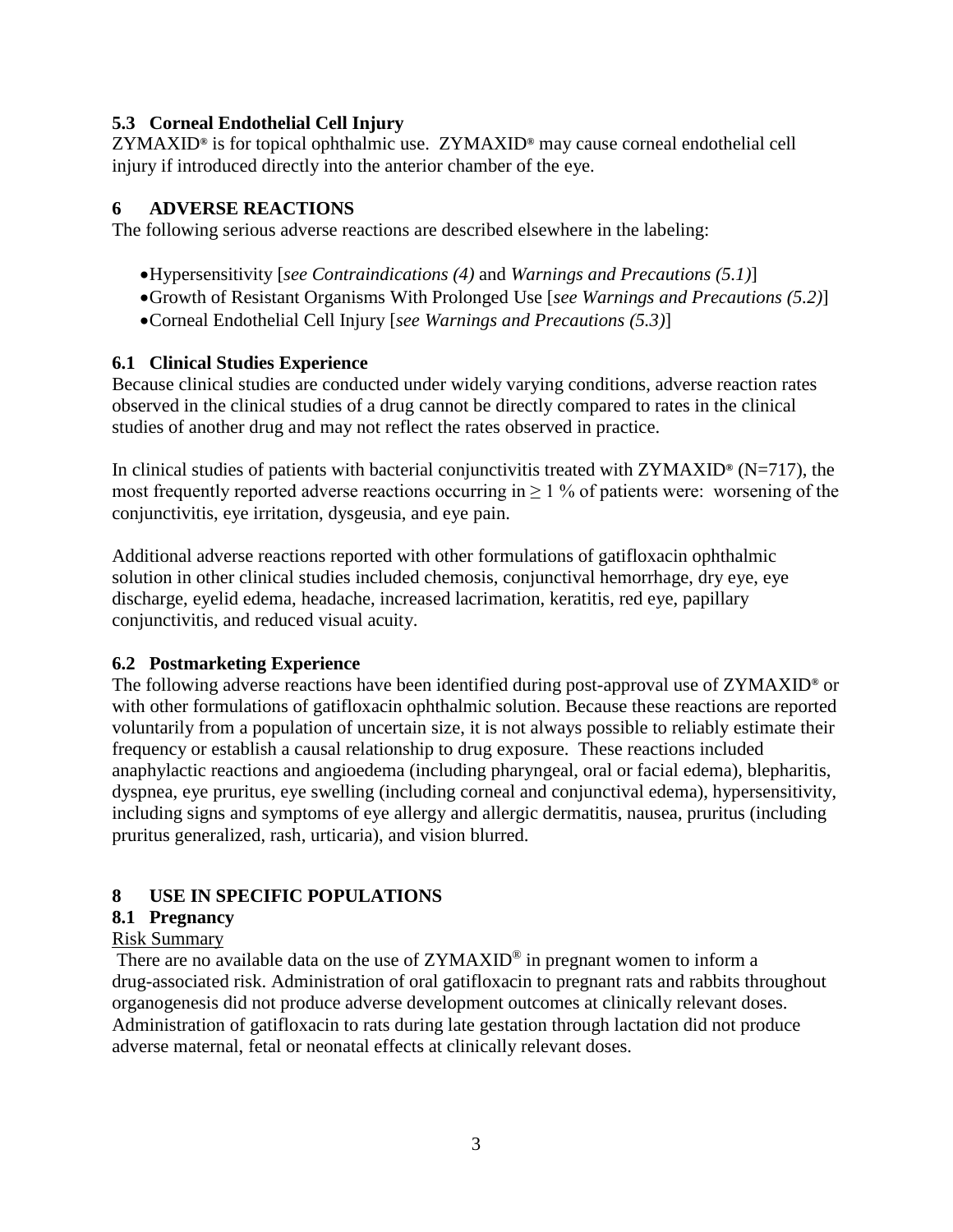### 5.3 Corneal Endothelial Cell Injury

ZYMAXID® is for topical ophthalmic use. ZYMAXID® may cause corneal endothelial cell injury if introduced directly into the anterior chamber of the eye.

## 6 ADVERSE REACTIONS

The following serious adverse reactions are described elsewhere in the labeling:

- Hypersensitivity [*see Contraindications (4)* and *Warnings and Precautions (5.1)*]
- Growth of Resistant Organisms With Prolonged Use [*see Warnings and Precautions (5.2)*]
- Corneal Endothelial Cell Injury [*see Warnings and Precautions (5.3)*]

### 6.1 Clinical Studies Experience

Because clinical studies are conducted under widely varying conditions, adverse reaction rates observed in the clinical studies of a drug cannot be directly compared to rates in the clinical studies of another drug and may not reflect the rates observed in practice.

In clinical studies of patients with bacterial conjunctivitis treated with ZYMAXID® (N=717), the most frequently reported adverse reactions occurring in $\geq 1$ % of patients were: worsening of the conjunctivitis, eye irritation, dysgeusia, and eye pain.

Additional adverse reactions reported with other formulations of gatifloxacin ophthalmic solution in other clinical studies included chemosis, conjunctival hemorrhage, dry eye, eye discharge, eyelid edema, headache, increased lacrimation, keratitis, red eye, papillary conjunctivitis, and reduced visual acuity.

### 6.2 Postmarketing Experience

The following adverse reactions have been identified during post-approval use of ZYMAXID® or with other formulations of gatifloxacin ophthalmic solution. Because these reactions are reported voluntarily from a population of uncertain size, it is not always possible to reliably estimate their frequency or establish a causal relationship to drug exposure. These reactions included anaphylactic reactions and angioedema (including pharyngeal, oral or facial edema), blepharitis, dyspnea, eye pruritus, eye swelling (including corneal and conjunctival edema), hypersensitivity, including signs and symptoms of eye allergy and allergic dermatitis, nausea, pruritus (including pruritus generalized, rash, urticaria), and vision blurred.

## 8 USE IN SPECIFIC POPULATIONS

### 8.1 Pregnancy

Risk Summary

There are no available data on the use of ZYMAXID® in pregnant women to inform a drug-associated risk. Administration of oral gatifloxacin to pregnant rats and rabbits throughout organogenesis did not produce adverse development outcomes at clinically relevant doses. Administration of gatifloxacin to rats during late gestation through lactation did not produce adverse maternal, fetal or neonatal effects at clinically relevant doses.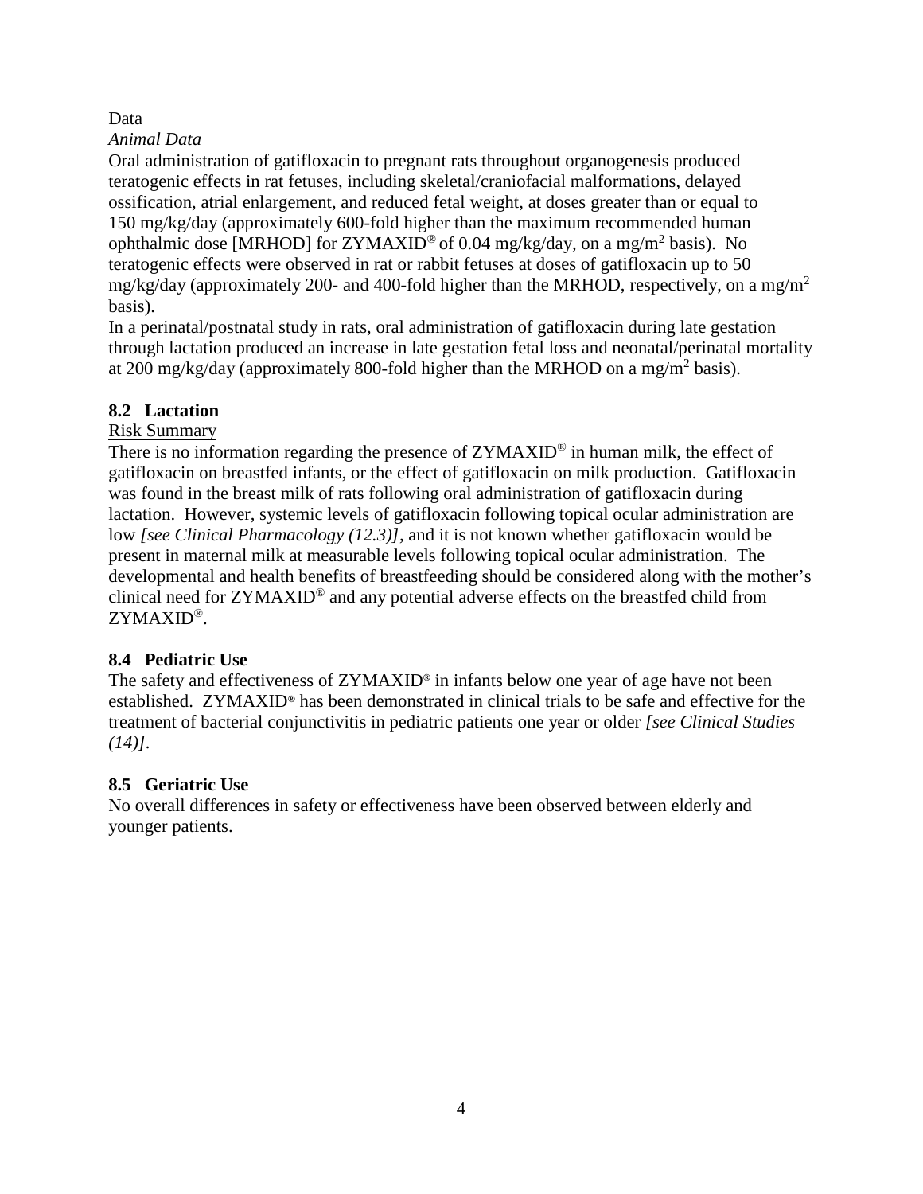Data

*Animal Data*

Oral administration of gatifloxacin to pregnant rats throughout organogenesis produced teratogenic effects in rat fetuses, including skeletal/craniofacial malformations, delayed ossification, atrial enlargement, and reduced fetal weight, at doses greater than or equal to 150 mg/kg/day (approximately 600-fold higher than the maximum recommended human ophthalmic dose [MRHOD] for ZYMAXID® of 0.04 mg/kg/day, on a mg/$m^2$ basis). No teratogenic effects were observed in rat or rabbit fetuses at doses of gatifloxacin up to 50 mg/kg/day (approximately 200- and 400-fold higher than the MRHOD, respectively, on a mg/$m^2$ basis).

In a perinatal/postnatal study in rats, oral administration of gatifloxacin during late gestation through lactation produced an increase in late gestation fetal loss and neonatal/perinatal mortality at 200 mg/kg/day (approximately 800-fold higher than the MRHOD on a mg/$m^2$ basis).

## 8.2 Lactation

Risk Summary

There is no information regarding the presence of ZYMAXID® in human milk, the effect of gatifloxacin on breastfed infants, or the effect of gatifloxacin on milk production. Gatifloxacin was found in the breast milk of rats following oral administration of gatifloxacin during lactation. However, systemic levels of gatifloxacin following topical ocular administration are low *[see Clinical Pharmacology (12.3)]*, and it is not known whether gatifloxacin would be present in maternal milk at measurable levels following topical ocular administration. The developmental and health benefits of breastfeeding should be considered along with the mother's clinical need for ZYMAXID® and any potential adverse effects on the breastfed child from ZYMAXID®.

## 8.4 Pediatric Use

The safety and effectiveness of ZYMAXID® in infants below one year of age have not been established. ZYMAXID® has been demonstrated in clinical trials to be safe and effective for the treatment of bacterial conjunctivitis in pediatric patients one year or older *[see Clinical Studies (14)]*.

## 8.5 Geriatric Use

No overall differences in safety or effectiveness have been observed between elderly and younger patients.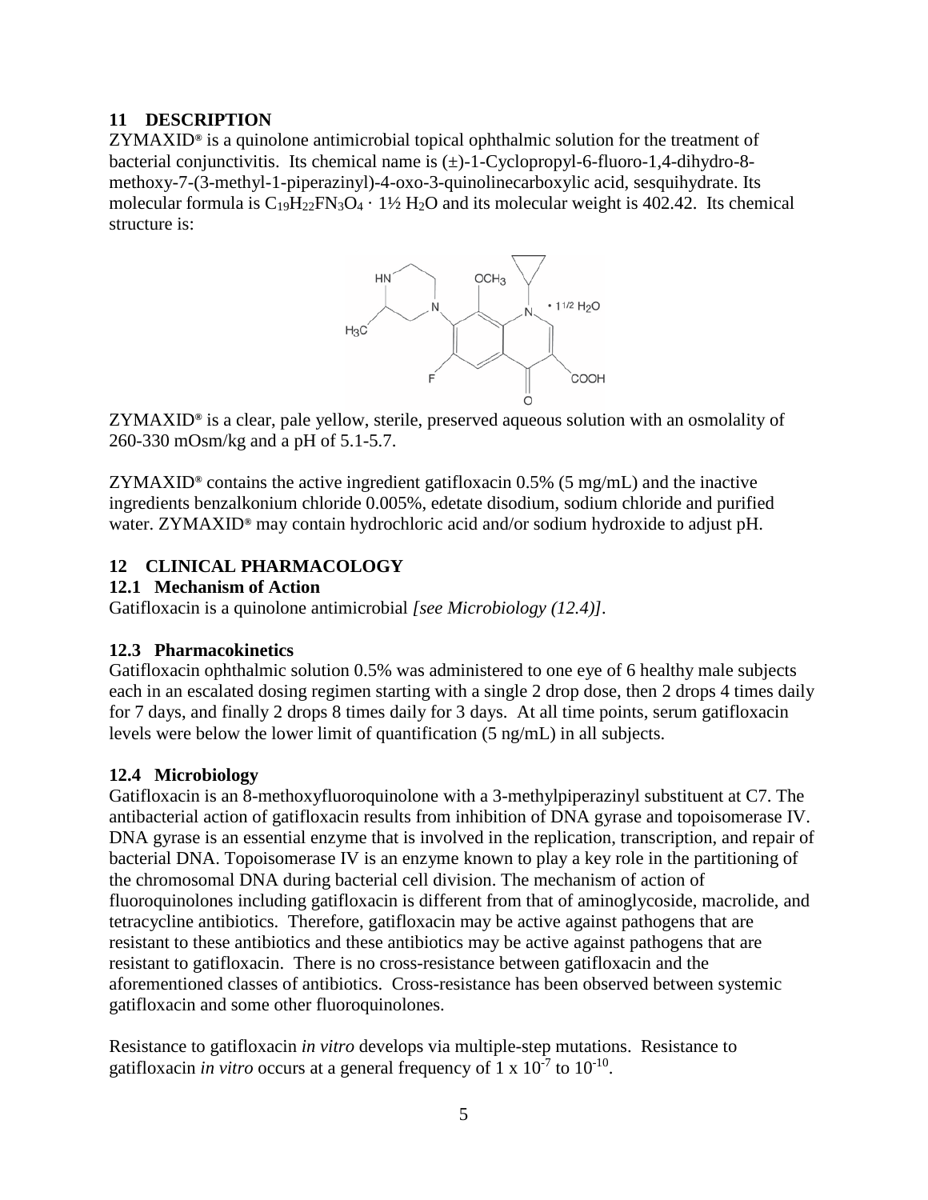## 11 DESCRIPTION

ZYMAXID® is a quinolone antimicrobial topical ophthalmic solution for the treatment of bacterial conjunctivitis. Its chemical name is (±)-1-Cyclopropyl-6-fluoro-1,4-dihydro-8-methoxy-7-(3-methyl-1-piperazinyl)-4-oxo-3-quinolinecarboxylic acid, sesquihydrate. Its molecular formula is $C_{19}H_{22}FN_3O_4 \cdot 1\frac{1}{2}\ H_2O$ and its molecular weight is 402.42. Its chemical structure is:

ZYMAXID® is a clear, pale yellow, sterile, preserved aqueous solution with an osmolality of 260-330 mOsm/kg and a pH of 5.1-5.7.

ZYMAXID® contains the active ingredient gatifloxacin 0.5% (5 mg/mL) and the inactive ingredients benzalkonium chloride 0.005%, edetate disodium, sodium chloride and purified water. ZYMAXID® may contain hydrochloric acid and/or sodium hydroxide to adjust pH.

## 12 CLINICAL PHARMACOLOGY

### 12.1 Mechanism of Action

Gatifloxacin is a quinolone antimicrobial *[see Microbiology (12.4)]*.

### 12.3 Pharmacokinetics

Gatifloxacin ophthalmic solution 0.5% was administered to one eye of 6 healthy male subjects each in an escalated dosing regimen starting with a single 2 drop dose, then 2 drops 4 times daily for 7 days, and finally 2 drops 8 times daily for 3 days. At all time points, serum gatifloxacin levels were below the lower limit of quantification (5 ng/mL) in all subjects.

### 12.4 Microbiology

Gatifloxacin is an 8-methoxyfluoroquinolone with a 3-methylpiperazinyl substituent at C7. The antibacterial action of gatifloxacin results from inhibition of DNA gyrase and topoisomerase IV. DNA gyrase is an essential enzyme that is involved in the replication, transcription, and repair of bacterial DNA. Topoisomerase IV is an enzyme known to play a key role in the partitioning of the chromosomal DNA during bacterial cell division. The mechanism of action of fluoroquinolones including gatifloxacin is different from that of aminoglycoside, macrolide, and tetracycline antibiotics. Therefore, gatifloxacin may be active against pathogens that are resistant to these antibiotics and these antibiotics may be active against pathogens that are resistant to gatifloxacin. There is no cross-resistance between gatifloxacin and the aforementioned classes of antibiotics. Cross-resistance has been observed between systemic gatifloxacin and some other fluoroquinolones.

Resistance to gatifloxacin *in vitro* develops via multiple-step mutations. Resistance to gatifloxacin *in vitro* occurs at a general frequency of $1 \times 10^{-7}$ to $10^{-10}$.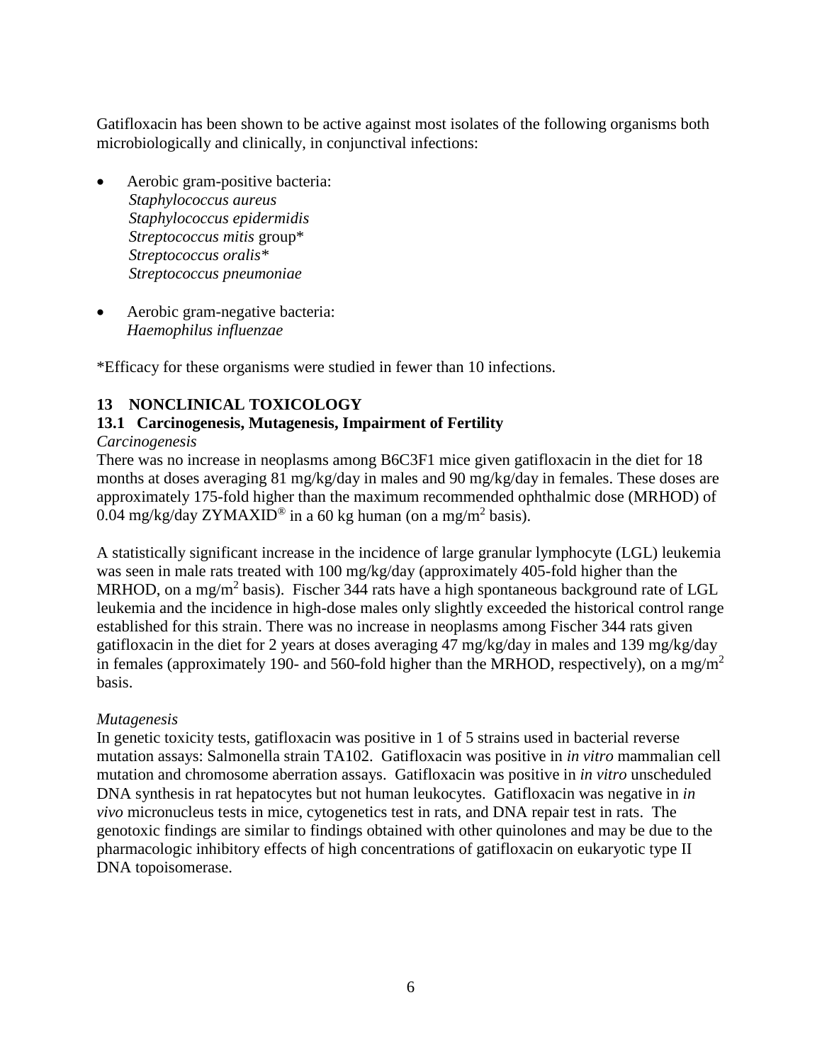Gatifloxacin has been shown to be active against most isolates of the following organisms both microbiologically and clinically, in conjunctival infections:

- Aerobic gram-positive bacteria:
  *Staphylococcus aureus*
  *Staphylococcus epidermidis*
  *Streptococcus mitis* group*
  *Streptococcus oralis**
  *Streptococcus pneumoniae*

- Aerobic gram-negative bacteria:
  *Haemophilus influenzae*

*Efficacy for these organisms were studied in fewer than 10 infections.

## 13 NONCLINICAL TOXICOLOGY

### 13.1 Carcinogenesis, Mutagenesis, Impairment of Fertility

*Carcinogenesis*

There was no increase in neoplasms among B6C3F1 mice given gatifloxacin in the diet for 18 months at doses averaging 81 mg/kg/day in males and 90 mg/kg/day in females. These doses are approximately 175-fold higher than the maximum recommended ophthalmic dose (MRHOD) of 0.04 mg/kg/day ZYMAXID® in a 60 kg human (on a mg/m$^2$ basis).

A statistically significant increase in the incidence of large granular lymphocyte (LGL) leukemia was seen in male rats treated with 100 mg/kg/day (approximately 405-fold higher than the MRHOD, on a mg/m$^2$ basis). Fischer 344 rats have a high spontaneous background rate of LGL leukemia and the incidence in high-dose males only slightly exceeded the historical control range established for this strain. There was no increase in neoplasms among Fischer 344 rats given gatifloxacin in the diet for 2 years at doses averaging 47 mg/kg/day in males and 139 mg/kg/day in females (approximately 190- and 560-fold higher than the MRHOD, respectively), on a mg/m$^2$ basis.

*Mutagenesis*

In genetic toxicity tests, gatifloxacin was positive in 1 of 5 strains used in bacterial reverse mutation assays: Salmonella strain TA102. Gatifloxacin was positive in *in vitro* mammalian cell mutation and chromosome aberration assays. Gatifloxacin was positive in *in vitro* unscheduled DNA synthesis in rat hepatocytes but not human leukocytes. Gatifloxacin was negative in *in vivo* micronucleus tests in mice, cytogenetics test in rats, and DNA repair test in rats. The genotoxic findings are similar to findings obtained with other quinolones and may be due to the pharmacologic inhibitory effects of high concentrations of gatifloxacin on eukaryotic type II DNA topoisomerase.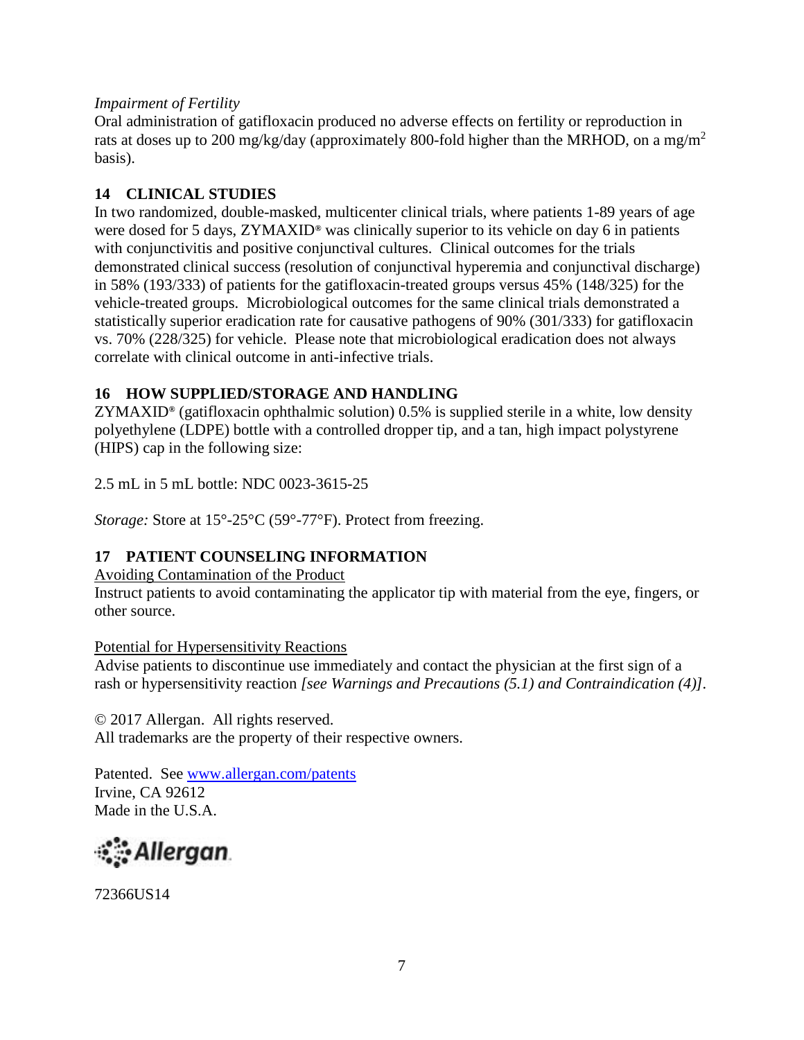*Impairment of Fertility*

Oral administration of gatifloxacin produced no adverse effects on fertility or reproduction in rats at doses up to 200 mg/kg/day (approximately 800-fold higher than the MRHOD, on a $mg/m^2$ basis).

## 14 CLINICAL STUDIES

In two randomized, double-masked, multicenter clinical trials, where patients 1-89 years of age were dosed for 5 days, ZYMAXID® was clinically superior to its vehicle on day 6 in patients with conjunctivitis and positive conjunctival cultures. Clinical outcomes for the trials demonstrated clinical success (resolution of conjunctival hyperemia and conjunctival discharge) in 58% (193/333) of patients for the gatifloxacin-treated groups versus 45% (148/325) for the vehicle-treated groups. Microbiological outcomes for the same clinical trials demonstrated a statistically superior eradication rate for causative pathogens of 90% (301/333) for gatifloxacin vs. 70% (228/325) for vehicle. Please note that microbiological eradication does not always correlate with clinical outcome in anti-infective trials.

## 16 HOW SUPPLIED/STORAGE AND HANDLING

ZYMAXID® (gatifloxacin ophthalmic solution) 0.5% is supplied sterile in a white, low density polyethylene (LDPE) bottle with a controlled dropper tip, and a tan, high impact polystyrene (HIPS) cap in the following size:

2.5 mL in 5 mL bottle: NDC 0023-3615-25

*Storage:* Store at 15°-25°C (59°-77°F). Protect from freezing.

## 17 PATIENT COUNSELING INFORMATION

Avoiding Contamination of the Product

Instruct patients to avoid contaminating the applicator tip with material from the eye, fingers, or other source.

Potential for Hypersensitivity Reactions

Advise patients to discontinue use immediately and contact the physician at the first sign of a rash or hypersensitivity reaction *[see Warnings and Precautions (5.1) and Contraindication (4)]*.

© 2017 Allergan. All rights reserved.
All trademarks are the property of their respective owners.

Patented. See www.allergan.com/patents
Irvine, CA 92612
Made in the U.S.A.

Allergan

72366US14